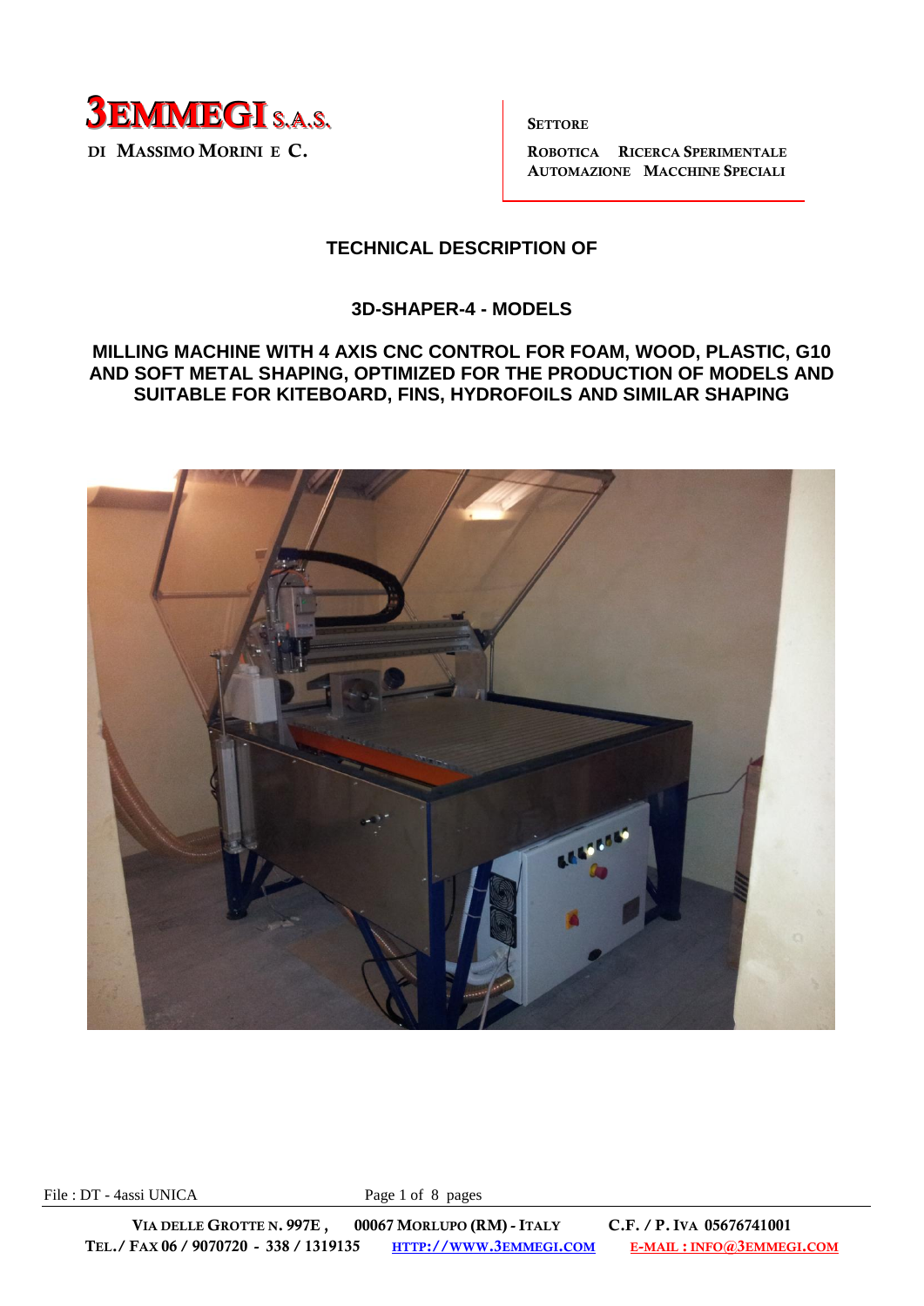**3EMMEGI S.A.S.**

DI MASSIMO MORINI E C.

SETTORE

ROBOTICA RICERCA SPERIMENTALE
AUTOMAZIONE MACCHINE SPECIALI

# TECHNICAL DESCRIPTION OF

## 3D-SHAPER-4 - MODELS

## MILLING MACHINE WITH 4 AXIS CNC CONTROL FOR FOAM, WOOD, PLASTIC, G10 AND SOFT METAL SHAPING, OPTIMIZED FOR THE PRODUCTION OF MODELS AND SUITABLE FOR KITEBOARD, FINS, HYDROFOILS AND SIMILAR SHAPING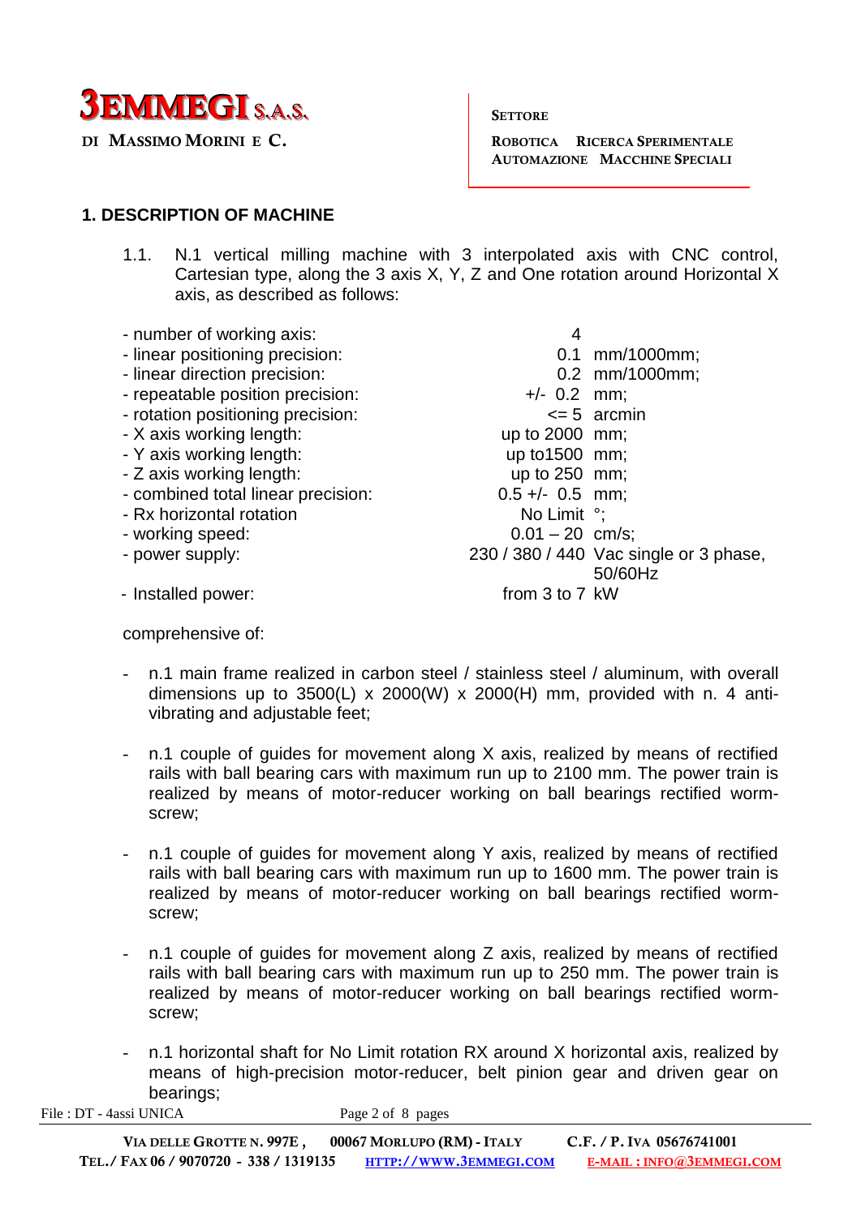## 1. DESCRIPTION OF MACHINE

1.1. N.1 vertical milling machine with 3 interpolated axis with CNC control, Cartesian type, along the 3 axis X, Y, Z and One rotation around Horizontal X axis, as described as follows:

| | | |
|---|---|---|
| - number of working axis: | 4 | |
| - linear positioning precision: | 0.1 | mm/1000mm; |
| - linear direction precision: | 0.2 | mm/1000mm; |
| - repeatable position precision: | +/- 0.2 | mm; |
| - rotation positioning precision: | <= 5 | arcmin |
| - X axis working length: | up to 2000 | mm; |
| - Y axis working length: | up to1500 | mm; |
| - Z axis working length: | up to 250 | mm; |
| - combined total linear precision: | 0.5 +/- 0.5 | mm; |
| - Rx horizontal rotation | No Limit | °; |
| - working speed: | 0.01 – 20 | cm/s; |
| - power supply: | 230 / 380 / 440 | Vac single or 3 phase, 50/60Hz |
| - Installed power: | from 3 to 7 | kW |

comprehensive of:

- n.1 main frame realized in carbon steel / stainless steel / aluminum, with overall dimensions up to 3500(L) x 2000(W) x 2000(H) mm, provided with n. 4 anti-vibrating and adjustable feet;

- n.1 couple of guides for movement along X axis, realized by means of rectified rails with ball bearing cars with maximum run up to 2100 mm. The power train is realized by means of motor-reducer working on ball bearings rectified worm-screw;

- n.1 couple of guides for movement along Y axis, realized by means of rectified rails with ball bearing cars with maximum run up to 1600 mm. The power train is realized by means of motor-reducer working on ball bearings rectified worm-screw;

- n.1 couple of guides for movement along Z axis, realized by means of rectified rails with ball bearing cars with maximum run up to 250 mm. The power train is realized by means of motor-reducer working on ball bearings rectified worm-screw;

- n.1 horizontal shaft for No Limit rotation RX around X horizontal axis, realized by means of high-precision motor-reducer, belt pinion gear and driven gear on bearings;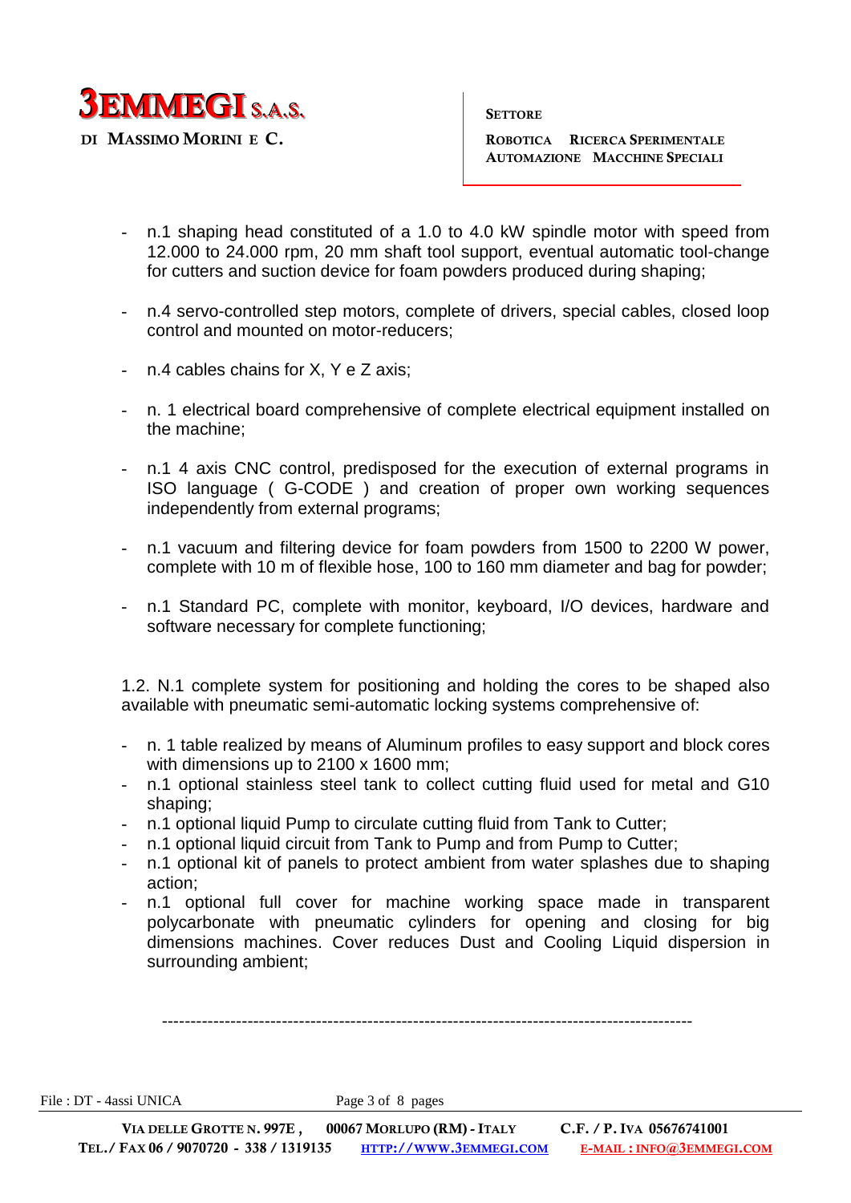- n.1 shaping head constituted of a 1.0 to 4.0 kW spindle motor with speed from 12.000 to 24.000 rpm, 20 mm shaft tool support, eventual automatic tool-change for cutters and suction device for foam powders produced during shaping;

- n.4 servo-controlled step motors, complete of drivers, special cables, closed loop control and mounted on motor-reducers;

- n.4 cables chains for X, Y e Z axis;

- n. 1 electrical board comprehensive of complete electrical equipment installed on the machine;

- n.1 4 axis CNC control, predisposed for the execution of external programs in ISO language ( G-CODE ) and creation of proper own working sequences independently from external programs;

- n.1 vacuum and filtering device for foam powders from 1500 to 2200 W power, complete with 10 m of flexible hose, 100 to 160 mm diameter and bag for powder;

- n.1 Standard PC, complete with monitor, keyboard, I/O devices, hardware and software necessary for complete functioning;

1.2. N.1 complete system for positioning and holding the cores to be shaped also available with pneumatic semi-automatic locking systems comprehensive of:

- n. 1 table realized by means of Aluminum profiles to easy support and block cores with dimensions up to 2100 x 1600 mm;
- n.1 optional stainless steel tank to collect cutting fluid used for metal and G10 shaping;
- n.1 optional liquid Pump to circulate cutting fluid from Tank to Cutter;
- n.1 optional liquid circuit from Tank to Pump and from Pump to Cutter;
- n.1 optional kit of panels to protect ambient from water splashes due to shaping action;
- n.1 optional full cover for machine working space made in transparent polycarbonate with pneumatic cylinders for opening and closing for big dimensions machines. Cover reduces Dust and Cooling Liquid dispersion in surrounding ambient;

---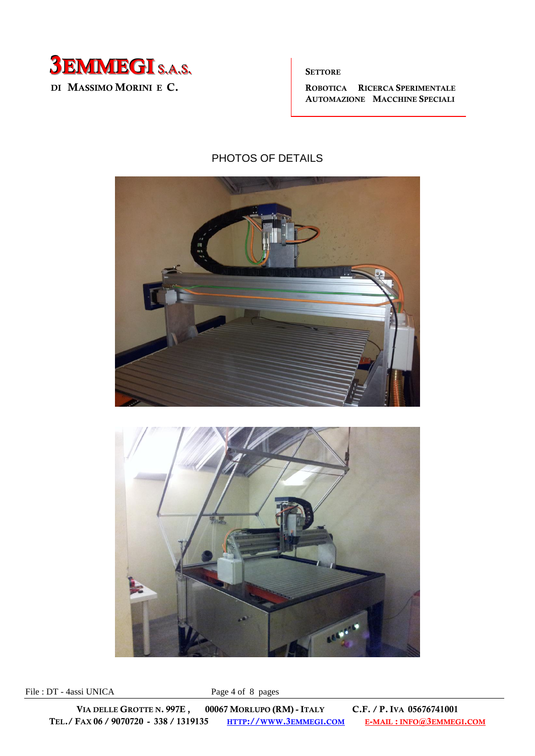PHOTOS OF DETAILS